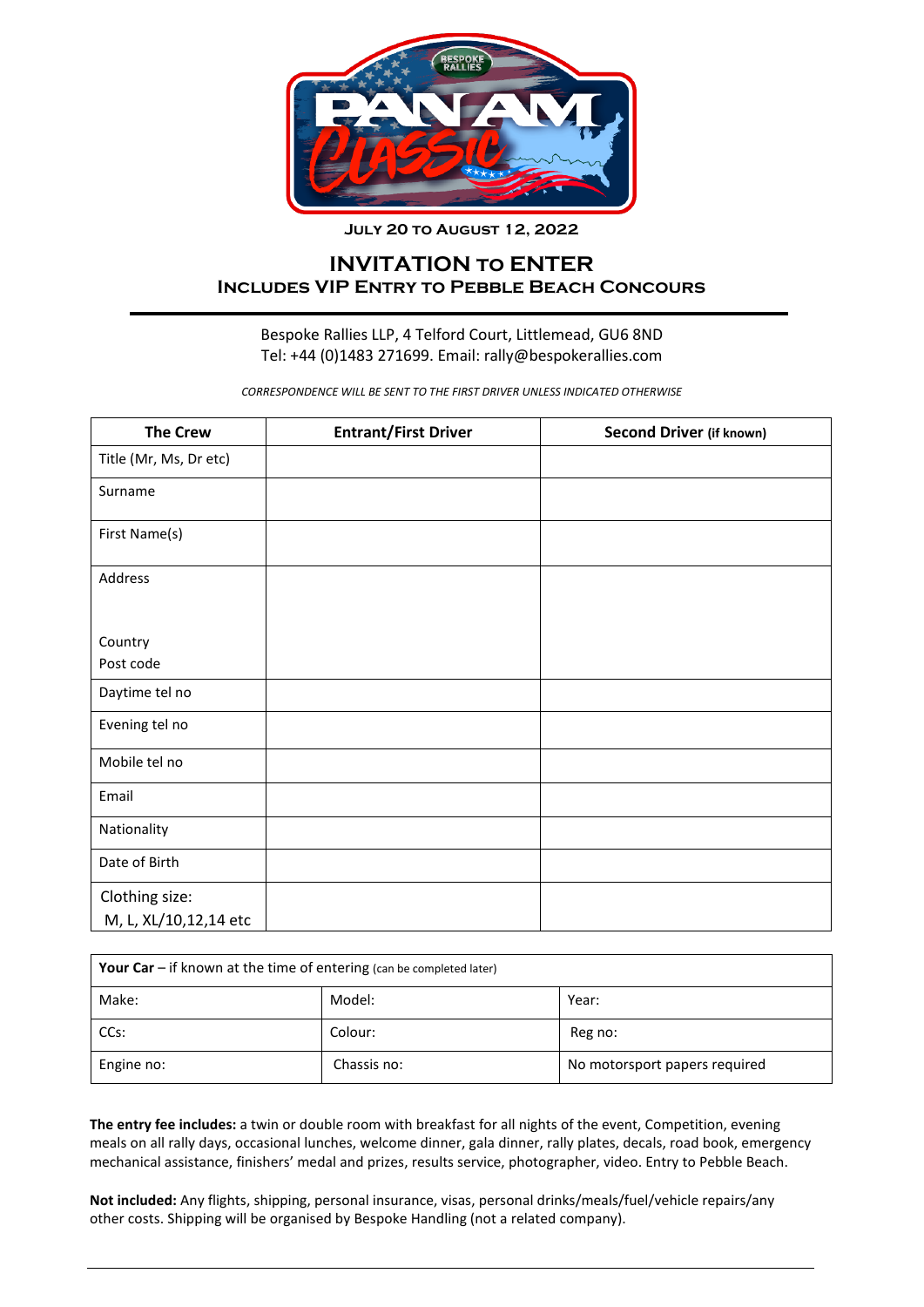July 20 to August 12, 2022

# INVITATION to ENTER
## Includes VIP Entry to Pebble Beach Concours

Bespoke Rallies LLP, 4 Telford Court, Littlemead, GU6 8ND
Tel: +44 (0)1483 271699. Email: rally@bespokerallies.com

*CORRESPONDENCE WILL BE SENT TO THE FIRST DRIVER UNLESS INDICATED OTHERWISE*

| The Crew | Entrant/First Driver | Second Driver (if known) |
|---|---|---|
| Title (Mr, Ms, Dr etc) | | |
| Surname | | |
| First Name(s) | | |
| Address<br><br>Country<br>Post code | | |
| Daytime tel no | | |
| Evening tel no | | |
| Mobile tel no | | |
| Email | | |
| Nationality | | |
| Date of Birth | | |
| Clothing size:<br>M, L, XL/10,12,14 etc | | |

| **Your Car** – if known at the time of entering (can be completed later) | | |
|---|---|---|
| Make: | Model: | Year: |
| CCs: | Colour: | Reg no: |
| Engine no: | Chassis no: | No motorsport papers required |

**The entry fee includes:** a twin or double room with breakfast for all nights of the event, Competition, evening meals on all rally days, occasional lunches, welcome dinner, gala dinner, rally plates, decals, road book, emergency mechanical assistance, finishers' medal and prizes, results service, photographer, video. Entry to Pebble Beach.

**Not included:** Any flights, shipping, personal insurance, visas, personal drinks/meals/fuel/vehicle repairs/any other costs. Shipping will be organised by Bespoke Handling (not a related company).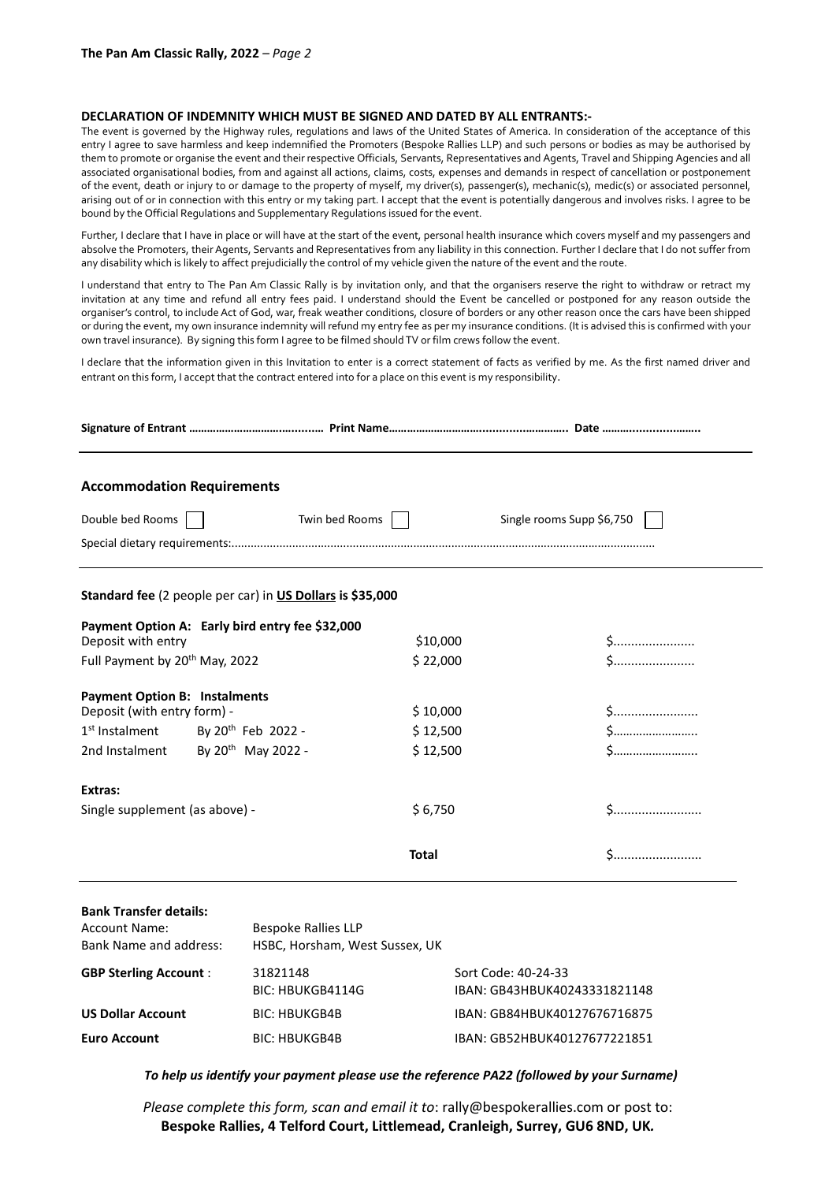**DECLARATION OF INDEMNITY WHICH MUST BE SIGNED AND DATED BY ALL ENTRANTS:-**

The event is governed by the Highway rules, regulations and laws of the United States of America. In consideration of the acceptance of this entry I agree to save harmless and keep indemnified the Promoters (Bespoke Rallies LLP) and such persons or bodies as may be authorised by them to promote or organise the event and their respective Officials, Servants, Representatives and Agents, Travel and Shipping Agencies and all associated organisational bodies, from and against all actions, claims, costs, expenses and demands in respect of cancellation or postponement of the event, death or injury to or damage to the property of myself, my driver(s), passenger(s), mechanic(s), medic(s) or associated personnel, arising out of or in connection with this entry or my taking part. I accept that the event is potentially dangerous and involves risks. I agree to be bound by the Official Regulations and Supplementary Regulations issued for the event.

Further, I declare that I have in place or will have at the start of the event, personal health insurance which covers myself and my passengers and absolve the Promoters, their Agents, Servants and Representatives from any liability in this connection. Further I declare that I do not suffer from any disability which is likely to affect prejudicially the control of my vehicle given the nature of the event and the route.

I understand that entry to The Pan Am Classic Rally is by invitation only, and that the organisers reserve the right to withdraw or retract my invitation at any time and refund all entry fees paid. I understand should the Event be cancelled or postponed for any reason outside the organiser's control, to include Act of God, war, freak weather conditions, closure of borders or any other reason once the cars have been shipped or during the event, my own insurance indemnity will refund my entry fee as per my insurance conditions. (It is advised this is confirmed with your own travel insurance). By signing this form I agree to be filmed should TV or film crews follow the event.

I declare that the information given in this Invitation to enter is a correct statement of facts as verified by me. As the first named driver and entrant on this form, I accept that the contract entered into for a place on this event is my responsibility.

**Signature of Entrant ……………………………………… Print Name………………………………………………… Date ………………………**

## Accommodation Requirements

Double bed Rooms ☐  Twin bed Rooms ☐  Single rooms Supp $6,750 ☐

Special dietary requirements:…………………………………………………………………………………………………………

**Standard fee** (2 people per car) in **US Dollars is $35,000**

| | | | |
|---|---|---|---|
| **Payment Option A: Early bird entry fee $32,000** | | | |
| Deposit with entry | | $10,000 | $…………………. |
| Full Payment by 20th May, 2022 | | $ 22,000 | $…………………. |
| **Payment Option B: Instalments** | | | |
| Deposit (with entry form) - | | $ 10,000 | $…………………… |
| 1st Instalment | By 20th Feb 2022 - | $ 12,500 | $…………………… |
| 2nd Instalment | By 20th May 2022 - | $ 12,500 | $…………………… |
| **Extras:** | | | |
| Single supplement (as above) - | | $ 6,750 | $…………………… |
| | | **Total** | $…………………… |

**Bank Transfer details:**

| | | |
|---|---|---|
| Account Name: | Bespoke Rallies LLP | |
| Bank Name and address: | HSBC, Horsham, West Sussex, UK | |
| **GBP Sterling Account** : | 31821148<br>BIC: HBUKGB4114G | Sort Code: 40-24-33<br>IBAN: GB43HBUK40243331821148 |
| **US Dollar Account** | BIC: HBUKGB4B | IBAN: GB84HBUK40127676716875 |
| **Euro Account** | BIC: HBUKGB4B | IBAN: GB52HBUK40127677221851 |

***To help us identify your payment please use the reference PA22 (followed by your Surname)***

*Please complete this form, scan and email it to*: rally@bespokerallies.com or post to:
**Bespoke Rallies, 4 Telford Court, Littlemead, Cranleigh, Surrey, GU6 8ND, UK.**